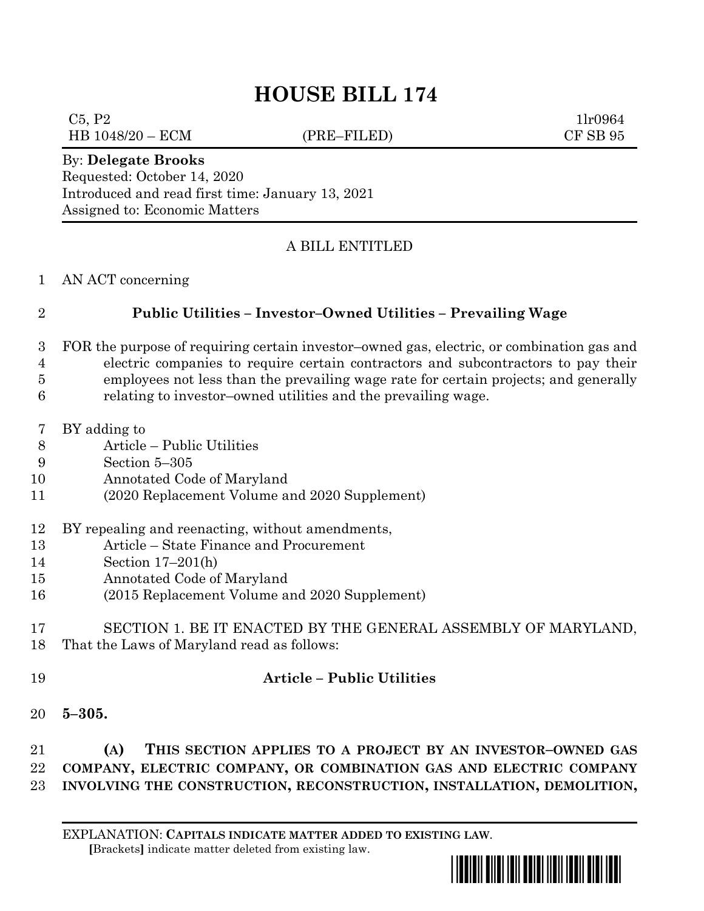# HOUSE BILL 174

C5, P2 1lr0964
HB 1048/20 – ECM (PRE–FILED) CF SB 95

By: **Delegate Brooks**
Requested: October 14, 2020
Introduced and read first time: January 13, 2021
Assigned to: Economic Matters

A BILL ENTITLED

1 AN ACT concerning

2 **Public Utilities – Investor–Owned Utilities – Prevailing Wage**

3 FOR the purpose of requiring certain investor–owned gas, electric, or combination gas and
4 electric companies to require certain contractors and subcontractors to pay their
5 employees not less than the prevailing wage rate for certain projects; and generally
6 relating to investor–owned utilities and the prevailing wage.

7 BY adding to
8 Article – Public Utilities
9 Section 5–305
10 Annotated Code of Maryland
11 (2020 Replacement Volume and 2020 Supplement)

12 BY repealing and reenacting, without amendments,
13 Article – State Finance and Procurement
14 Section 17–201(h)
15 Annotated Code of Maryland
16 (2015 Replacement Volume and 2020 Supplement)

17 SECTION 1. BE IT ENACTED BY THE GENERAL ASSEMBLY OF MARYLAND,
18 That the Laws of Maryland read as follows:

19 **Article – Public Utilities**

20 **5–305.**

21 **(A) THIS SECTION APPLIES TO A PROJECT BY AN INVESTOR–OWNED GAS**
22 **COMPANY, ELECTRIC COMPANY, OR COMBINATION GAS AND ELECTRIC COMPANY**
23 **INVOLVING THE CONSTRUCTION, RECONSTRUCTION, INSTALLATION, DEMOLITION,**

EXPLANATION: **CAPITALS INDICATE MATTER ADDED TO EXISTING LAW.**
**[**Brackets**]** indicate matter deleted from existing law.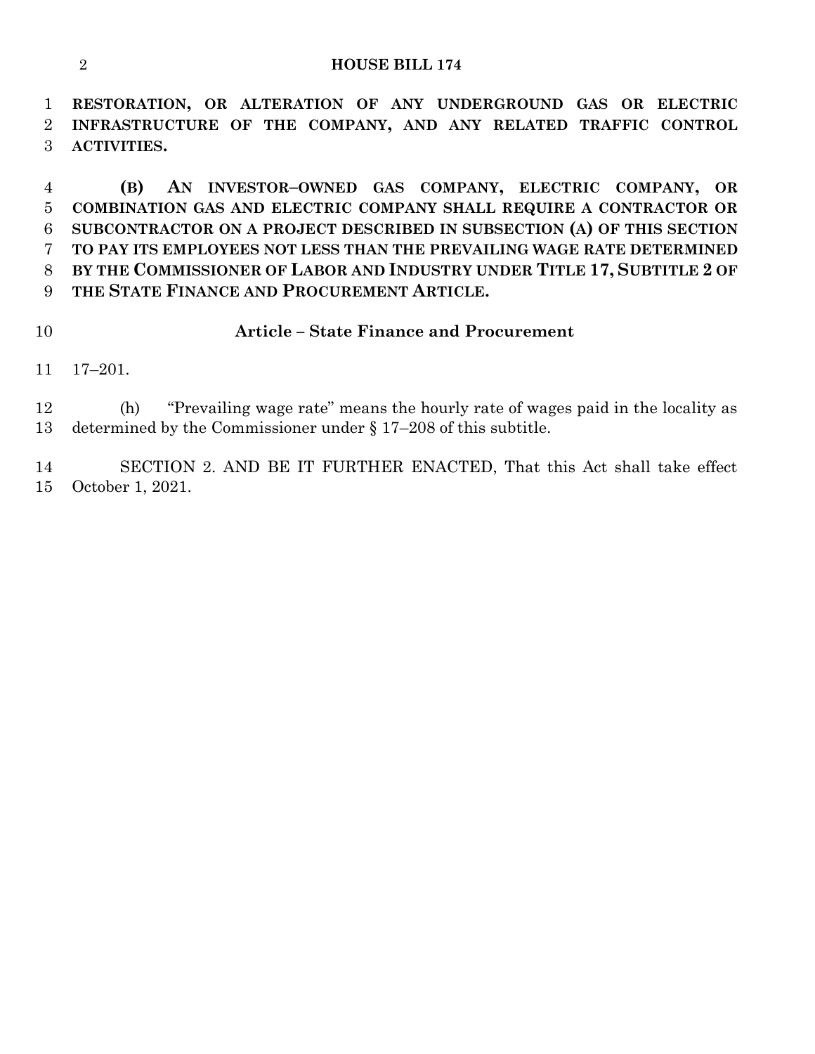**RESTORATION, OR ALTERATION OF ANY UNDERGROUND GAS OR ELECTRIC INFRASTRUCTURE OF THE COMPANY, AND ANY RELATED TRAFFIC CONTROL ACTIVITIES.**

**(B) AN INVESTOR–OWNED GAS COMPANY, ELECTRIC COMPANY, OR COMBINATION GAS AND ELECTRIC COMPANY SHALL REQUIRE A CONTRACTOR OR SUBCONTRACTOR ON A PROJECT DESCRIBED IN SUBSECTION (A) OF THIS SECTION TO PAY ITS EMPLOYEES NOT LESS THAN THE PREVAILING WAGE RATE DETERMINED BY THE COMMISSIONER OF LABOR AND INDUSTRY UNDER TITLE 17, SUBTITLE 2 OF THE STATE FINANCE AND PROCUREMENT ARTICLE.**

## Article – State Finance and Procurement

17–201.

(h) "Prevailing wage rate" means the hourly rate of wages paid in the locality as determined by the Commissioner under § 17–208 of this subtitle.

SECTION 2. AND BE IT FURTHER ENACTED, That this Act shall take effect October 1, 2021.